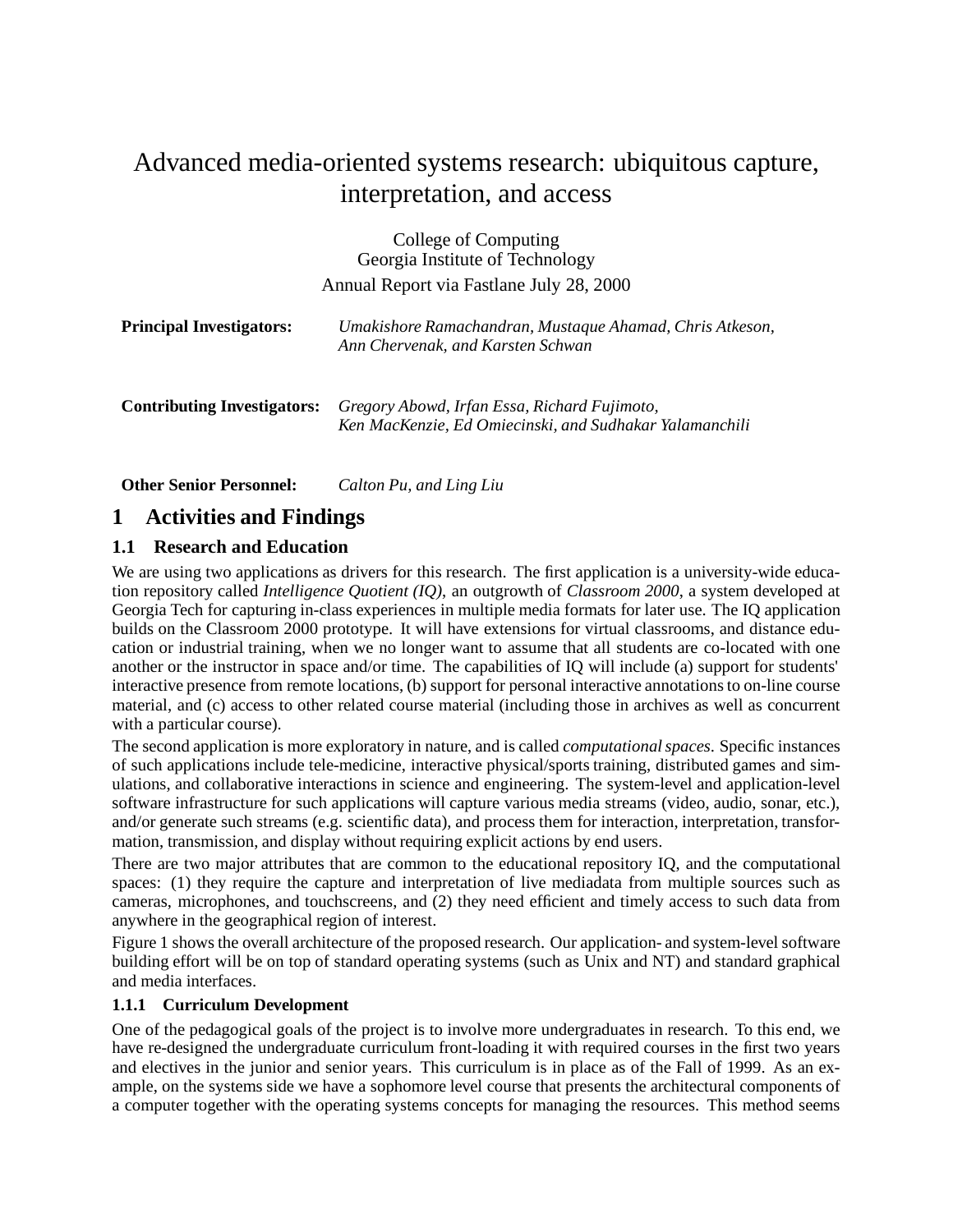# Advanced media-oriented systems research: ubiquitous capture, interpretation, and access

College of Computing
Georgia Institute of Technology
Annual Report via Fastlane July 28, 2000

**Principal Investigators:** *Umakishore Ramachandran, Mustaque Ahamad, Chris Atkeson, Ann Chervenak, and Karsten Schwan*

**Contributing Investigators:** *Gregory Abowd, Irfan Essa, Richard Fujimoto, Ken MacKenzie, Ed Omiecinski, and Sudhakar Yalamanchili*

**Other Senior Personnel:** *Calton Pu, and Ling Liu*

## 1 Activities and Findings

### 1.1 Research and Education

We are using two applications as drivers for this research. The first application is a university-wide education repository called *Intelligence Quotient (IQ)*, an outgrowth of *Classroom 2000*, a system developed at Georgia Tech for capturing in-class experiences in multiple media formats for later use. The IQ application builds on the Classroom 2000 prototype. It will have extensions for virtual classrooms, and distance education or industrial training, when we no longer want to assume that all students are co-located with one another or the instructor in space and/or time. The capabilities of IQ will include (a) support for students' interactive presence from remote locations, (b) support for personal interactive annotations to on-line course material, and (c) access to other related course material (including those in archives as well as concurrent with a particular course).

The second application is more exploratory in nature, and is called *computational spaces*. Specific instances of such applications include tele-medicine, interactive physical/sports training, distributed games and simulations, and collaborative interactions in science and engineering. The system-level and application-level software infrastructure for such applications will capture various media streams (video, audio, sonar, etc.), and/or generate such streams (e.g. scientific data), and process them for interaction, interpretation, transformation, transmission, and display without requiring explicit actions by end users.

There are two major attributes that are common to the educational repository IQ, and the computational spaces: (1) they require the capture and interpretation of live mediadata from multiple sources such as cameras, microphones, and touchscreens, and (2) they need efficient and timely access to such data from anywhere in the geographical region of interest.

Figure 1 shows the overall architecture of the proposed research. Our application- and system-level software building effort will be on top of standard operating systems (such as Unix and NT) and standard graphical and media interfaces.

#### 1.1.1 Curriculum Development

One of the pedagogical goals of the project is to involve more undergraduates in research. To this end, we have re-designed the undergraduate curriculum front-loading it with required courses in the first two years and electives in the junior and senior years. This curriculum is in place as of the Fall of 1999. As an example, on the systems side we have a sophomore level course that presents the architectural components of a computer together with the operating systems concepts for managing the resources. This method seems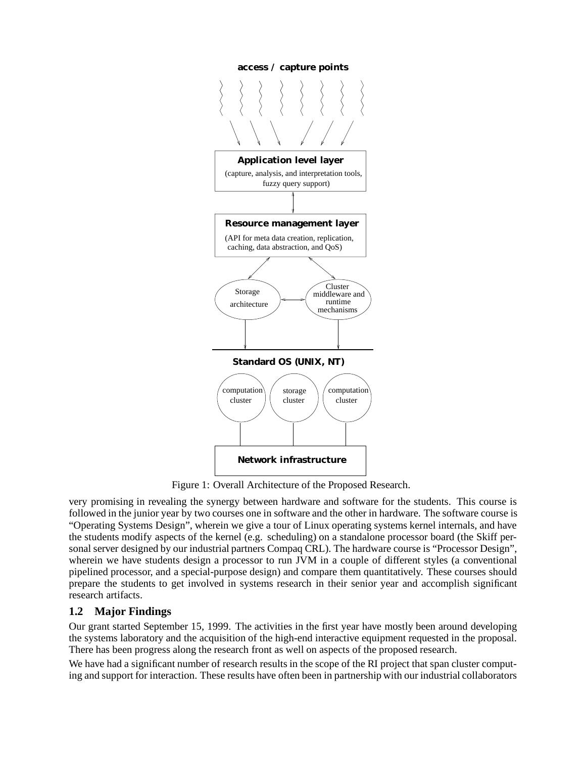Figure 1: Overall Architecture of the Proposed Research.

very promising in revealing the synergy between hardware and software for the students. This course is followed in the junior year by two courses one in software and the other in hardware. The software course is "Operating Systems Design", wherein we give a tour of Linux operating systems kernel internals, and have the students modify aspects of the kernel (e.g. scheduling) on a standalone processor board (the Skiff personal server designed by our industrial partners Compaq CRL). The hardware course is "Processor Design", wherein we have students design a processor to run JVM in a couple of different styles (a conventional pipelined processor, and a special-purpose design) and compare them quantitatively. These courses should prepare the students to get involved in systems research in their senior year and accomplish significant research artifacts.

## 1.2 Major Findings

Our grant started September 15, 1999. The activities in the first year have mostly been around developing the systems laboratory and the acquisition of the high-end interactive equipment requested in the proposal. There has been progress along the research front as well on aspects of the proposed research.

We have had a significant number of research results in the scope of the RI project that span cluster computing and support for interaction. These results have often been in partnership with our industrial collaborators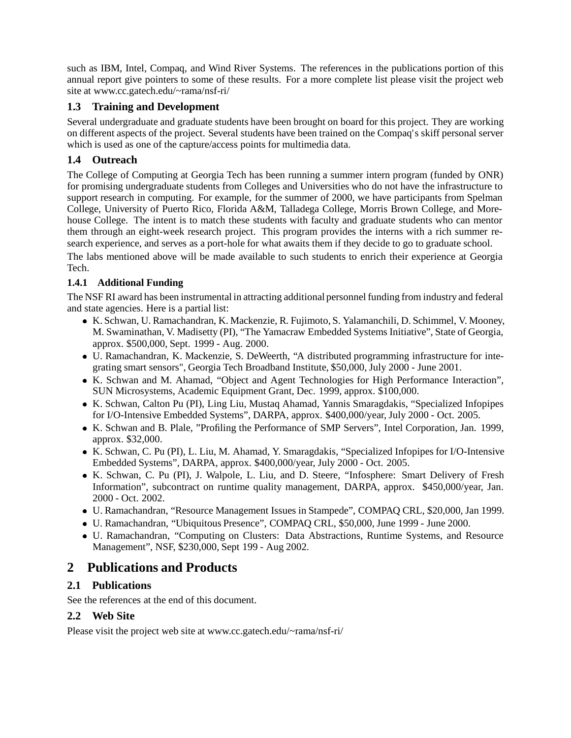such as IBM, Intel, Compaq, and Wind River Systems. The references in the publications portion of this annual report give pointers to some of these results. For a more complete list please visit the project web site at www.cc.gatech.edu/~rama/nsf-ri/

### 1.3 Training and Development

Several undergraduate and graduate students have been brought on board for this project. They are working on different aspects of the project. Several students have been trained on the Compaq's skiff personal server which is used as one of the capture/access points for multimedia data.

### 1.4 Outreach

The College of Computing at Georgia Tech has been running a summer intern program (funded by ONR) for promising undergraduate students from Colleges and Universities who do not have the infrastructure to support research in computing. For example, for the summer of 2000, we have participants from Spelman College, University of Puerto Rico, Florida A&M, Talladega College, Morris Brown College, and Morehouse College. The intent is to match these students with faculty and graduate students who can mentor them through an eight-week research project. This program provides the interns with a rich summer research experience, and serves as a port-hole for what awaits them if they decide to go to graduate school.

The labs mentioned above will be made available to such students to enrich their experience at Georgia Tech.

#### 1.4.1 Additional Funding

The NSF RI award has been instrumental in attracting additional personnel funding from industry and federal and state agencies. Here is a partial list:

- K. Schwan, U. Ramachandran, K. Mackenzie, R. Fujimoto, S. Yalamanchili, D. Schimmel, V. Mooney, M. Swaminathan, V. Madisetty (PI), "The Yamacraw Embedded Systems Initiative", State of Georgia, approx. $500,000, Sept. 1999 - Aug. 2000.
- U. Ramachandran, K. Mackenzie, S. DeWeerth, "A distributed programming infrastructure for integrating smart sensors", Georgia Tech Broadband Institute, $50,000, July 2000 - June 2001.
- K. Schwan and M. Ahamad, "Object and Agent Technologies for High Performance Interaction", SUN Microsystems, Academic Equipment Grant, Dec. 1999, approx. $100,000.
- K. Schwan, Calton Pu (PI), Ling Liu, Mustaq Ahamad, Yannis Smaragdakis, "Specialized Infopipes for I/O-Intensive Embedded Systems", DARPA, approx. $400,000/year, July 2000 - Oct. 2005.
- K. Schwan and B. Plale, "Profiling the Performance of SMP Servers", Intel Corporation, Jan. 1999, approx. $32,000.
- K. Schwan, C. Pu (PI), L. Liu, M. Ahamad, Y. Smaragdakis, "Specialized Infopipes for I/O-Intensive Embedded Systems", DARPA, approx. $400,000/year, July 2000 - Oct. 2005.
- K. Schwan, C. Pu (PI), J. Walpole, L. Liu, and D. Steere, "Infosphere: Smart Delivery of Fresh Information", subcontract on runtime quality management, DARPA, approx. $450,000/year, Jan. 2000 - Oct. 2002.
- U. Ramachandran, "Resource Management Issues in Stampede", COMPAQ CRL, $20,000, Jan 1999.
- U. Ramachandran, "Ubiquitous Presence", COMPAQ CRL, $50,000, June 1999 - June 2000.
- U. Ramachandran, "Computing on Clusters: Data Abstractions, Runtime Systems, and Resource Management", NSF, $230,000, Sept 199 - Aug 2002.

## 2 Publications and Products

### 2.1 Publications

See the references at the end of this document.

### 2.2 Web Site

Please visit the project web site at www.cc.gatech.edu/~rama/nsf-ri/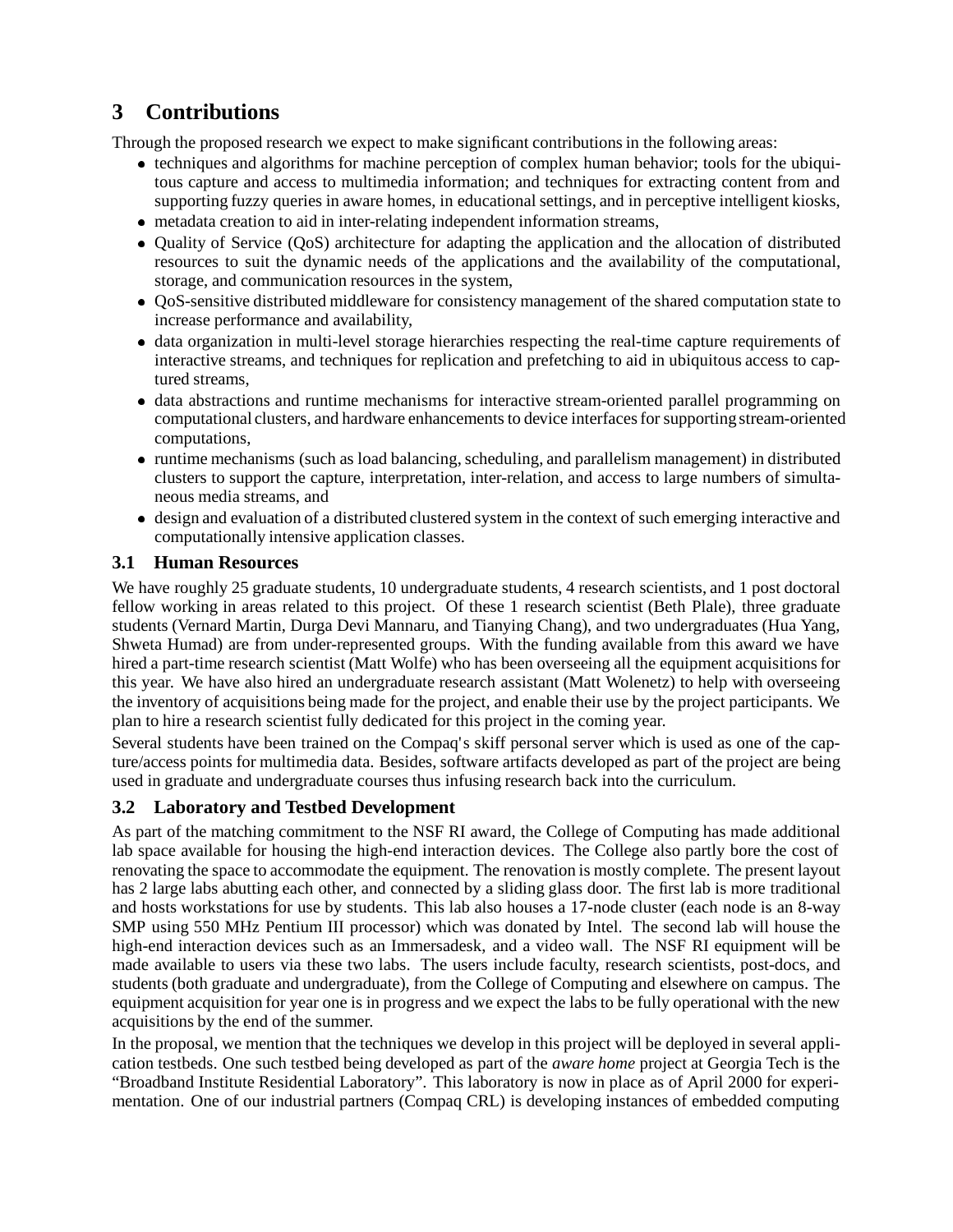# 3 Contributions

Through the proposed research we expect to make significant contributions in the following areas:

- techniques and algorithms for machine perception of complex human behavior; tools for the ubiquitous capture and access to multimedia information; and techniques for extracting content from and supporting fuzzy queries in aware homes, in educational settings, and in perceptive intelligent kiosks,
- metadata creation to aid in inter-relating independent information streams,
- Quality of Service (QoS) architecture for adapting the application and the allocation of distributed resources to suit the dynamic needs of the applications and the availability of the computational, storage, and communication resources in the system,
- QoS-sensitive distributed middleware for consistency management of the shared computation state to increase performance and availability,
- data organization in multi-level storage hierarchies respecting the real-time capture requirements of interactive streams, and techniques for replication and prefetching to aid in ubiquitous access to captured streams,
- data abstractions and runtime mechanisms for interactive stream-oriented parallel programming on computational clusters, and hardware enhancements to device interfaces for supporting stream-oriented computations,
- runtime mechanisms (such as load balancing, scheduling, and parallelism management) in distributed clusters to support the capture, interpretation, inter-relation, and access to large numbers of simultaneous media streams, and
- design and evaluation of a distributed clustered system in the context of such emerging interactive and computationally intensive application classes.

## 3.1 Human Resources

We have roughly 25 graduate students, 10 undergraduate students, 4 research scientists, and 1 post doctoral fellow working in areas related to this project. Of these 1 research scientist (Beth Plale), three graduate students (Vernard Martin, Durga Devi Mannaru, and Tianying Chang), and two undergraduates (Hua Yang, Shweta Humad) are from under-represented groups. With the funding available from this award we have hired a part-time research scientist (Matt Wolfe) who has been overseeing all the equipment acquisitions for this year. We have also hired an undergraduate research assistant (Matt Wolenetz) to help with overseeing the inventory of acquisitions being made for the project, and enable their use by the project participants. We plan to hire a research scientist fully dedicated for this project in the coming year.

Several students have been trained on the Compaq's skiff personal server which is used as one of the capture/access points for multimedia data. Besides, software artifacts developed as part of the project are being used in graduate and undergraduate courses thus infusing research back into the curriculum.

## 3.2 Laboratory and Testbed Development

As part of the matching commitment to the NSF RI award, the College of Computing has made additional lab space available for housing the high-end interaction devices. The College also partly bore the cost of renovating the space to accommodate the equipment. The renovation is mostly complete. The present layout has 2 large labs abutting each other, and connected by a sliding glass door. The first lab is more traditional and hosts workstations for use by students. This lab also houses a 17-node cluster (each node is an 8-way SMP using 550 MHz Pentium III processor) which was donated by Intel. The second lab will house the high-end interaction devices such as an Immersadesk, and a video wall. The NSF RI equipment will be made available to users via these two labs. The users include faculty, research scientists, post-docs, and students (both graduate and undergraduate), from the College of Computing and elsewhere on campus. The equipment acquisition for year one is in progress and we expect the labs to be fully operational with the new acquisitions by the end of the summer.

In the proposal, we mention that the techniques we develop in this project will be deployed in several application testbeds. One such testbed being developed as part of the *aware home* project at Georgia Tech is the "Broadband Institute Residential Laboratory". This laboratory is now in place as of April 2000 for experimentation. One of our industrial partners (Compaq CRL) is developing instances of embedded computing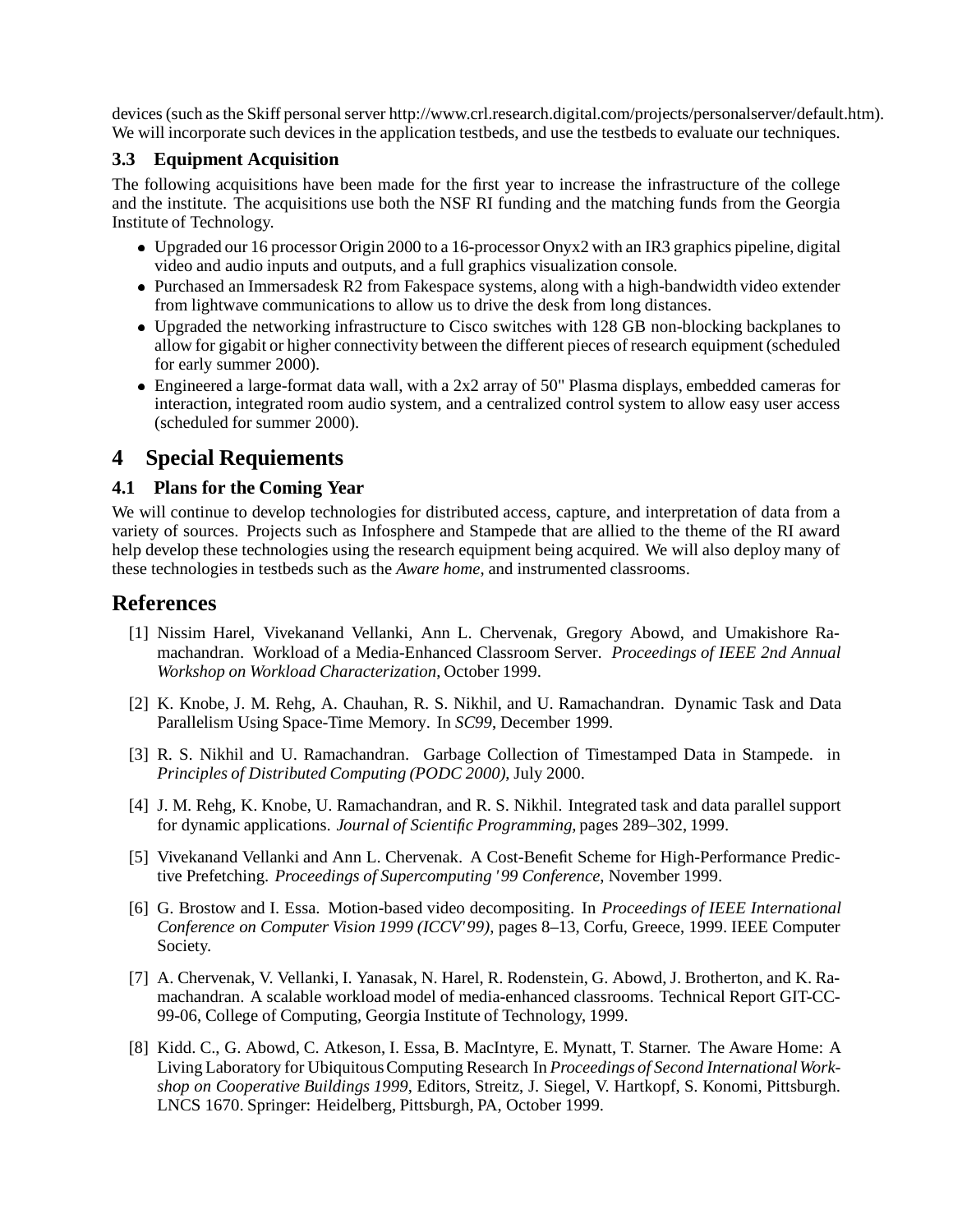devices (such as the Skiff personal server http://www.crl.research.digital.com/projects/personalserver/default.htm). We will incorporate such devices in the application testbeds, and use the testbeds to evaluate our techniques.

### 3.3 Equipment Acquisition

The following acquisitions have been made for the first year to increase the infrastructure of the college and the institute. The acquisitions use both the NSF RI funding and the matching funds from the Georgia Institute of Technology.

- Upgraded our 16 processor Origin 2000 to a 16-processor Onyx2 with an IR3 graphics pipeline, digital video and audio inputs and outputs, and a full graphics visualization console.
- Purchased an Immersadesk R2 from Fakespace systems, along with a high-bandwidth video extender from lightwave communications to allow us to drive the desk from long distances.
- Upgraded the networking infrastructure to Cisco switches with 128 GB non-blocking backplanes to allow for gigabit or higher connectivity between the different pieces of research equipment (scheduled for early summer 2000).
- Engineered a large-format data wall, with a 2x2 array of 50" Plasma displays, embedded cameras for interaction, integrated room audio system, and a centralized control system to allow easy user access (scheduled for summer 2000).

## 4 Special Requiements

### 4.1 Plans for the Coming Year

We will continue to develop technologies for distributed access, capture, and interpretation of data from a variety of sources. Projects such as Infosphere and Stampede that are allied to the theme of the RI award help develop these technologies using the research equipment being acquired. We will also deploy many of these technologies in testbeds such as the *Aware home*, and instrumented classrooms.

## References

[1] Nissim Harel, Vivekanand Vellanki, Ann L. Chervenak, Gregory Abowd, and Umakishore Ramachandran. Workload of a Media-Enhanced Classroom Server. *Proceedings of IEEE 2nd Annual Workshop on Workload Characterization*, October 1999.

[2] K. Knobe, J. M. Rehg, A. Chauhan, R. S. Nikhil, and U. Ramachandran. Dynamic Task and Data Parallelism Using Space-Time Memory. In *SC99*, December 1999.

[3] R. S. Nikhil and U. Ramachandran. Garbage Collection of Timestamped Data in Stampede. in *Principles of Distributed Computing (PODC 2000)*, July 2000.

[4] J. M. Rehg, K. Knobe, U. Ramachandran, and R. S. Nikhil. Integrated task and data parallel support for dynamic applications. *Journal of Scientific Programming*, pages 289–302, 1999.

[5] Vivekanand Vellanki and Ann L. Chervenak. A Cost-Benefit Scheme for High-Performance Predictive Prefetching. *Proceedings of Supercomputing '99 Conference*, November 1999.

[6] G. Brostow and I. Essa. Motion-based video decompositing. In *Proceedings of IEEE International Conference on Computer Vision 1999 (ICCV'99)*, pages 8–13, Corfu, Greece, 1999. IEEE Computer Society.

[7] A. Chervenak, V. Vellanki, I. Yanasak, N. Harel, R. Rodenstein, G. Abowd, J. Brotherton, and K. Ramachandran. A scalable workload model of media-enhanced classrooms. Technical Report GIT-CC-99-06, College of Computing, Georgia Institute of Technology, 1999.

[8] Kidd. C., G. Abowd, C. Atkeson, I. Essa, B. MacIntyre, E. Mynatt, T. Starner. The Aware Home: A Living Laboratory for Ubiquitous Computing Research In *Proceedings of Second International Workshop on Cooperative Buildings 1999*, Editors, Streitz, J. Siegel, V. Hartkopf, S. Konomi, Pittsburgh. LNCS 1670. Springer: Heidelberg, Pittsburgh, PA, October 1999.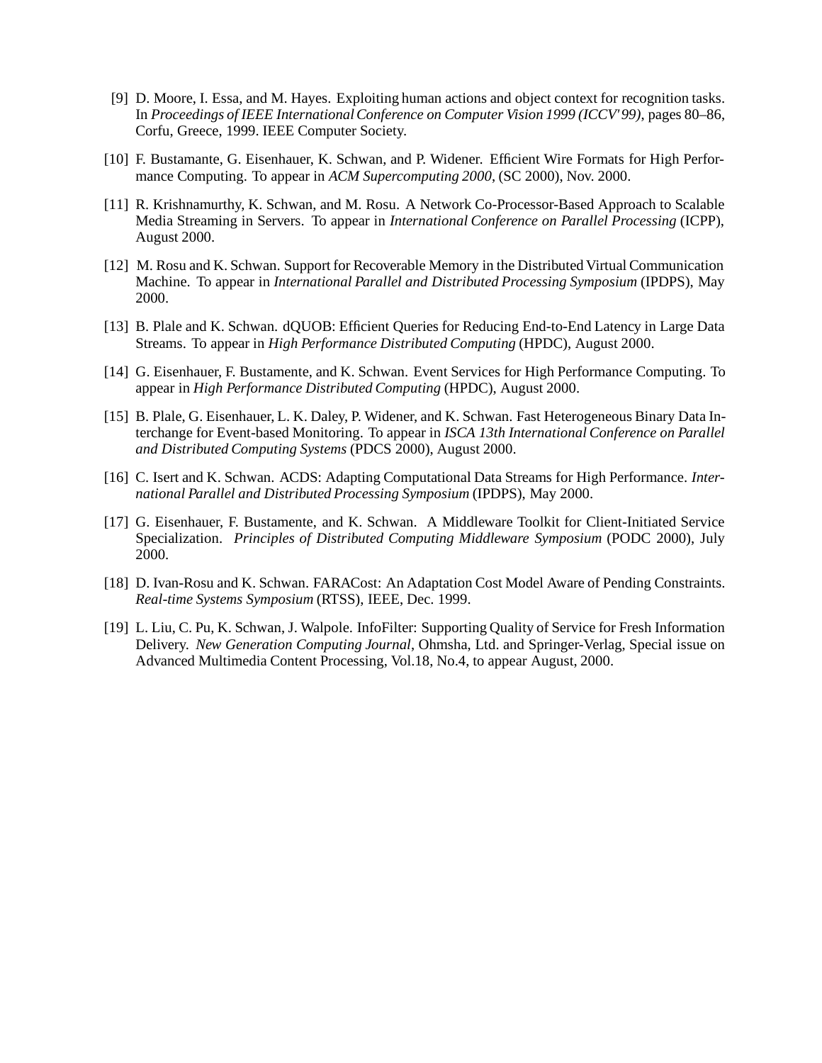[9] D. Moore, I. Essa, and M. Hayes. Exploiting human actions and object context for recognition tasks. In *Proceedings of IEEE International Conference on Computer Vision 1999 (ICCV'99)*, pages 80–86, Corfu, Greece, 1999. IEEE Computer Society.

[10] F. Bustamante, G. Eisenhauer, K. Schwan, and P. Widener. Efficient Wire Formats for High Performance Computing. To appear in *ACM Supercomputing 2000*, (SC 2000), Nov. 2000.

[11] R. Krishnamurthy, K. Schwan, and M. Rosu. A Network Co-Processor-Based Approach to Scalable Media Streaming in Servers. To appear in *International Conference on Parallel Processing* (ICPP), August 2000.

[12] M. Rosu and K. Schwan. Support for Recoverable Memory in the Distributed Virtual Communication Machine. To appear in *International Parallel and Distributed Processing Symposium* (IPDPS), May 2000.

[13] B. Plale and K. Schwan. dQUOB: Efficient Queries for Reducing End-to-End Latency in Large Data Streams. To appear in *High Performance Distributed Computing* (HPDC), August 2000.

[14] G. Eisenhauer, F. Bustamente, and K. Schwan. Event Services for High Performance Computing. To appear in *High Performance Distributed Computing* (HPDC), August 2000.

[15] B. Plale, G. Eisenhauer, L. K. Daley, P. Widener, and K. Schwan. Fast Heterogeneous Binary Data Interchange for Event-based Monitoring. To appear in *ISCA 13th International Conference on Parallel and Distributed Computing Systems* (PDCS 2000), August 2000.

[16] C. Isert and K. Schwan. ACDS: Adapting Computational Data Streams for High Performance. *International Parallel and Distributed Processing Symposium* (IPDPS), May 2000.

[17] G. Eisenhauer, F. Bustamente, and K. Schwan. A Middleware Toolkit for Client-Initiated Service Specialization. *Principles of Distributed Computing Middleware Symposium* (PODC 2000), July 2000.

[18] D. Ivan-Rosu and K. Schwan. FARACost: An Adaptation Cost Model Aware of Pending Constraints. *Real-time Systems Symposium* (RTSS), IEEE, Dec. 1999.

[19] L. Liu, C. Pu, K. Schwan, J. Walpole. InfoFilter: Supporting Quality of Service for Fresh Information Delivery. *New Generation Computing Journal*, Ohmsha, Ltd. and Springer-Verlag, Special issue on Advanced Multimedia Content Processing, Vol.18, No.4, to appear August, 2000.